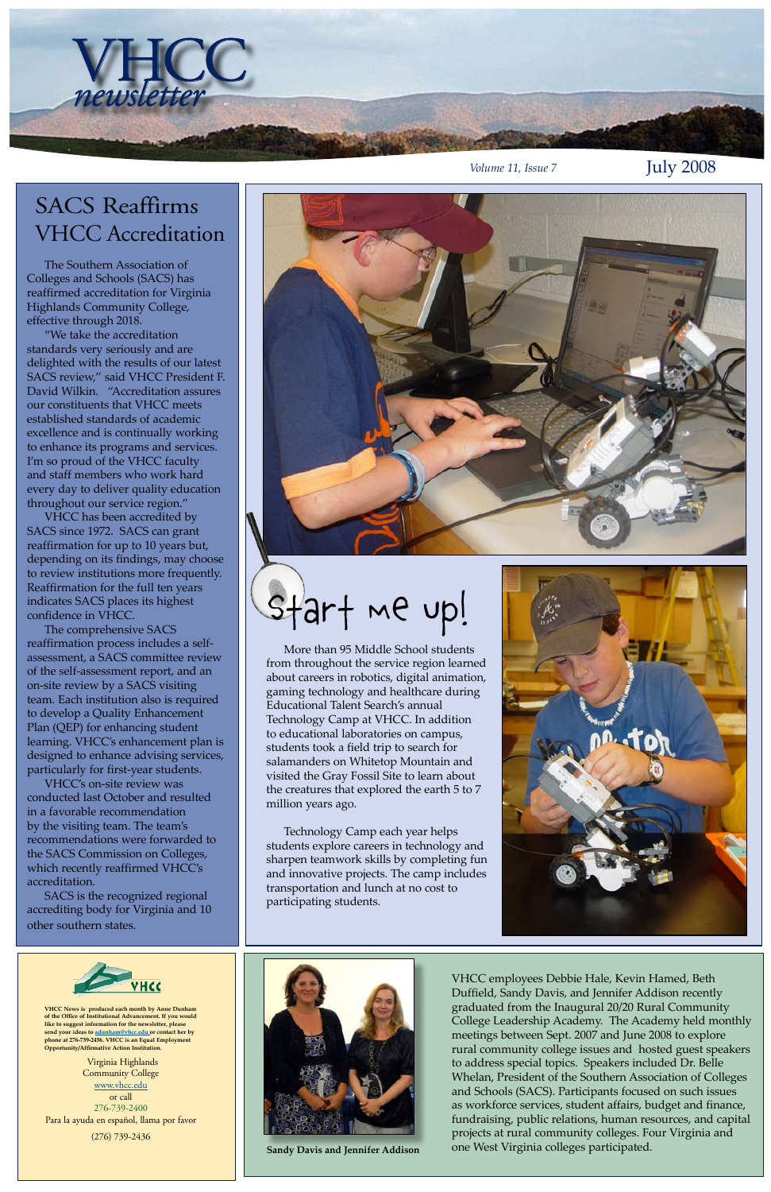# VHCC newsletter

*Volume 11, Issue 7* July 2008

## SACS Reaffirms VHCC Accreditation

The Southern Association of Colleges and Schools (SACS) has reaffirmed accreditation for Virginia Highlands Community College, effective through 2018.

"We take the accreditation standards very seriously and are delighted with the results of our latest SACS review," said VHCC President F. David Wilkin. "Accreditation assures our constituents that VHCC meets established standards of academic excellence and is continually working to enhance its programs and services. I'm so proud of the VHCC faculty and staff members who work hard every day to deliver quality education throughout our service region."

VHCC has been accredited by SACS since 1972. SACS can grant reaffirmation for up to 10 years but, depending on its findings, may choose to review institutions more frequently. Reaffirmation for the full ten years indicates SACS places its highest confidence in VHCC.

The comprehensive SACS reaffirmation process includes a self-assessment, a SACS committee review of the self-assessment report, and an on-site review by a SACS visiting team. Each institution also is required to develop a Quality Enhancement Plan (QEP) for enhancing student learning. VHCC's enhancement plan is designed to enhance advising services, particularly for first-year students.

VHCC's on-site review was conducted last October and resulted in a favorable recommendation by the visiting team. The team's recommendations were forwarded to the SACS Commission on Colleges, which recently reaffirmed VHCC's accreditation.

SACS is the recognized regional accrediting body for Virginia and 10 other southern states.

## Start me up!

More than 95 Middle School students from throughout the service region learned about careers in robotics, digital animation, gaming technology and healthcare during Educational Talent Search's annual Technology Camp at VHCC. In addition to educational laboratories on campus, students took a field trip to search for salamanders on Whitetop Mountain and visited the Gray Fossil Site to learn about the creatures that explored the earth 5 to 7 million years ago.

Technology Camp each year helps students explore careers in technology and sharpen teamwork skills by completing fun and innovative projects. The camp includes transportation and lunch at no cost to participating students.

VHCC employees Debbie Hale, Kevin Hamed, Beth Duffield, Sandy Davis, and Jennifer Addison recently graduated from the Inaugural 20/20 Rural Community College Leadership Academy. The Academy held monthly meetings between Sept. 2007 and June 2008 to explore rural community college issues and hosted guest speakers to address special topics. Speakers included Dr. Belle Whelan, President of the Southern Association of Colleges and Schools (SACS). Participants focused on such issues as workforce services, student affairs, budget and finance, fundraising, public relations, human resources, and capital projects at rural community colleges. Four Virginia and one West Virginia colleges participated.

**Sandy Davis and Jennifer Addison**

---

VHCC

**VHCC News is produced each month by Anne Dunham of the Office of Institutional Advancement. If you would like to suggest information for the newsletter, please send your ideas to adunham@vhcc.edu or contact her by phone at 276-739-2456. VHCC is an Equal Employment Opportunity/Affirmative Action Institution.**

Virginia Highlands Community College
www.vhcc.edu
or call
276-739-2400
Para la ayuda en español, llama por favor
(276) 739-2436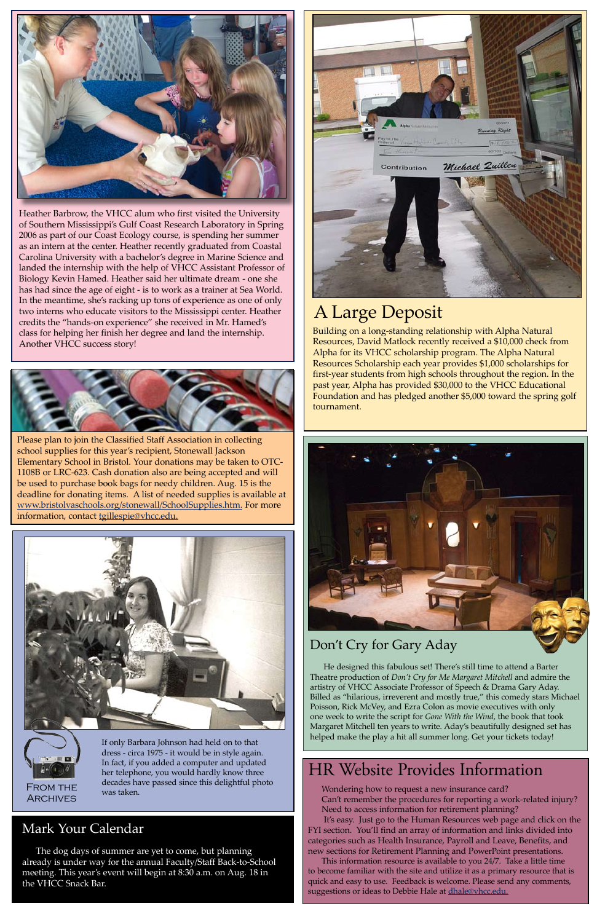Heather Barbrow, the VHCC alum who first visited the University of Southern Mississippi's Gulf Coast Research Laboratory in Spring 2006 as part of our Coast Ecology course, is spending her summer as an intern at the center. Heather recently graduated from Coastal Carolina University with a bachelor's degree in Marine Science and landed the internship with the help of VHCC Assistant Professor of Biology Kevin Hamed. Heather said her ultimate dream - one she has had since the age of eight - is to work as a trainer at Sea World. In the meantime, she's racking up tons of experience as one of only two interns who educate visitors to the Mississippi center. Heather credits the "hands-on experience" she received in Mr. Hamed's class for helping her finish her degree and land the internship. Another VHCC success story!

## A Large Deposit

Building on a long-standing relationship with Alpha Natural Resources, David Matlock recently received a $10,000 check from Alpha for its VHCC scholarship program. The Alpha Natural Resources Scholarship each year provides $1,000 scholarships for first-year students from high schools throughout the region. In the past year, Alpha has provided $30,000 to the VHCC Educational Foundation and has pledged another $5,000 toward the spring golf tournament.

Please plan to join the Classified Staff Association in collecting school supplies for this year's recipient, Stonewall Jackson Elementary School in Bristol. Your donations may be taken to OTC-1108B or LRC-623. Cash donation also are being accepted and will be used to purchase book bags for needy children. Aug. 15 is the deadline for donating items. A list of needed supplies is available at www.bristolvaschools.org/stonewall/SchoolSupplies.htm. For more information, contact tgillespie@vhcc.edu.

## Don't Cry for Gary Aday

He designed this fabulous set! There's still time to attend a Barter Theatre production of *Don't Cry for Me Margaret Mitchell* and admire the artistry of VHCC Associate Professor of Speech & Drama Gary Aday. Billed as "hilarious, irreverent and mostly true," this comedy stars Michael Poisson, Rick McVey, and Ezra Colon as movie executives with only one week to write the script for *Gone With the Wind*, the book that took Margaret Mitchell ten years to write. Aday's beautifully designed set has helped make the play a hit all summer long. Get your tickets today!

### From the Archives

If only Barbara Johnson had held on to that dress - circa 1975 - it would be in style again. In fact, if you added a computer and updated her telephone, you would hardly know three decades have passed since this delightful photo was taken.

## HR Website Provides Information

Wondering how to request a new insurance card?
Can't remember the procedures for reporting a work-related injury?
Need to access information for retirement planning?

It's easy. Just go to the Human Resources web page and click on the FYI section. You'll find an array of information and links divided into categories such as Health Insurance, Payroll and Leave, Benefits, and new sections for Retirement Planning and PowerPoint presentations.

This information resource is available to you 24/7. Take a little time to become familiar with the site and utilize it as a primary resource that is quick and easy to use. Feedback is welcome. Please send any comments, suggestions or ideas to Debbie Hale at dhale@vhcc.edu.

## Mark Your Calendar

The dog days of summer are yet to come, but planning already is under way for the annual Faculty/Staff Back-to-School meeting. This year's event will begin at 8:30 a.m. on Aug. 18 in the VHCC Snack Bar.